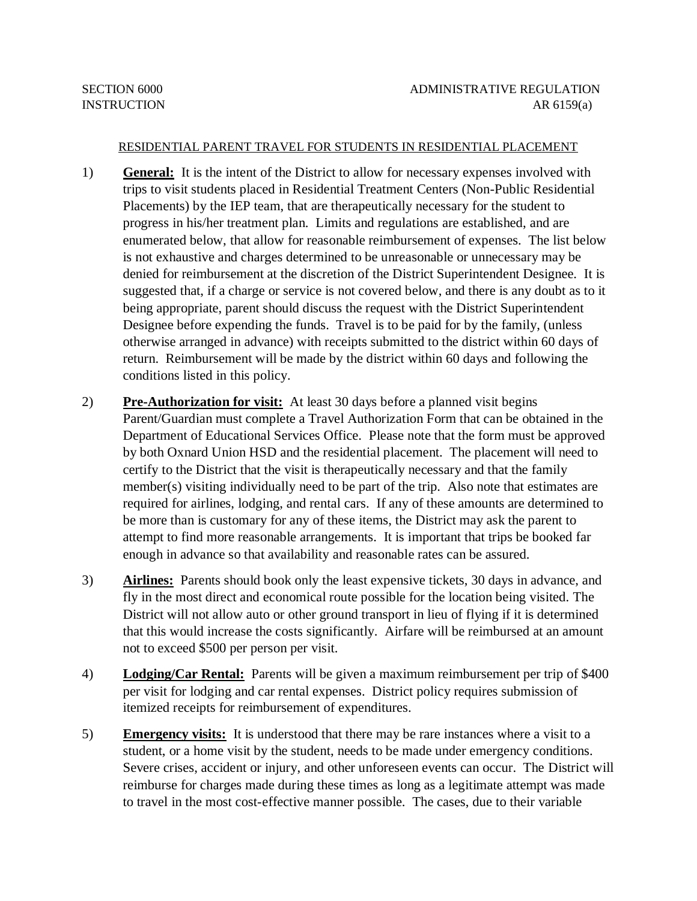SECTION 6000 ADMINISTRATIVE REGULATION
INSTRUCTION AR 6159(a)

RESIDENTIAL PARENT TRAVEL FOR STUDENTS IN RESIDENTIAL PLACEMENT

1) **General:** It is the intent of the District to allow for necessary expenses involved with trips to visit students placed in Residential Treatment Centers (Non-Public Residential Placements) by the IEP team, that are therapeutically necessary for the student to progress in his/her treatment plan. Limits and regulations are established, and are enumerated below, that allow for reasonable reimbursement of expenses. The list below is not exhaustive and charges determined to be unreasonable or unnecessary may be denied for reimbursement at the discretion of the District Superintendent Designee. It is suggested that, if a charge or service is not covered below, and there is any doubt as to it being appropriate, parent should discuss the request with the District Superintendent Designee before expending the funds. Travel is to be paid for by the family, (unless otherwise arranged in advance) with receipts submitted to the district within 60 days of return. Reimbursement will be made by the district within 60 days and following the conditions listed in this policy.

2) **Pre-Authorization for visit:** At least 30 days before a planned visit begins Parent/Guardian must complete a Travel Authorization Form that can be obtained in the Department of Educational Services Office. Please note that the form must be approved by both Oxnard Union HSD and the residential placement. The placement will need to certify to the District that the visit is therapeutically necessary and that the family member(s) visiting individually need to be part of the trip. Also note that estimates are required for airlines, lodging, and rental cars. If any of these amounts are determined to be more than is customary for any of these items, the District may ask the parent to attempt to find more reasonable arrangements. It is important that trips be booked far enough in advance so that availability and reasonable rates can be assured.

3) **Airlines:** Parents should book only the least expensive tickets, 30 days in advance, and fly in the most direct and economical route possible for the location being visited. The District will not allow auto or other ground transport in lieu of flying if it is determined that this would increase the costs significantly. Airfare will be reimbursed at an amount not to exceed $500 per person per visit.

4) **Lodging/Car Rental:** Parents will be given a maximum reimbursement per trip of $400 per visit for lodging and car rental expenses. District policy requires submission of itemized receipts for reimbursement of expenditures.

5) **Emergency visits:** It is understood that there may be rare instances where a visit to a student, or a home visit by the student, needs to be made under emergency conditions. Severe crises, accident or injury, and other unforeseen events can occur. The District will reimburse for charges made during these times as long as a legitimate attempt was made to travel in the most cost-effective manner possible. The cases, due to their variable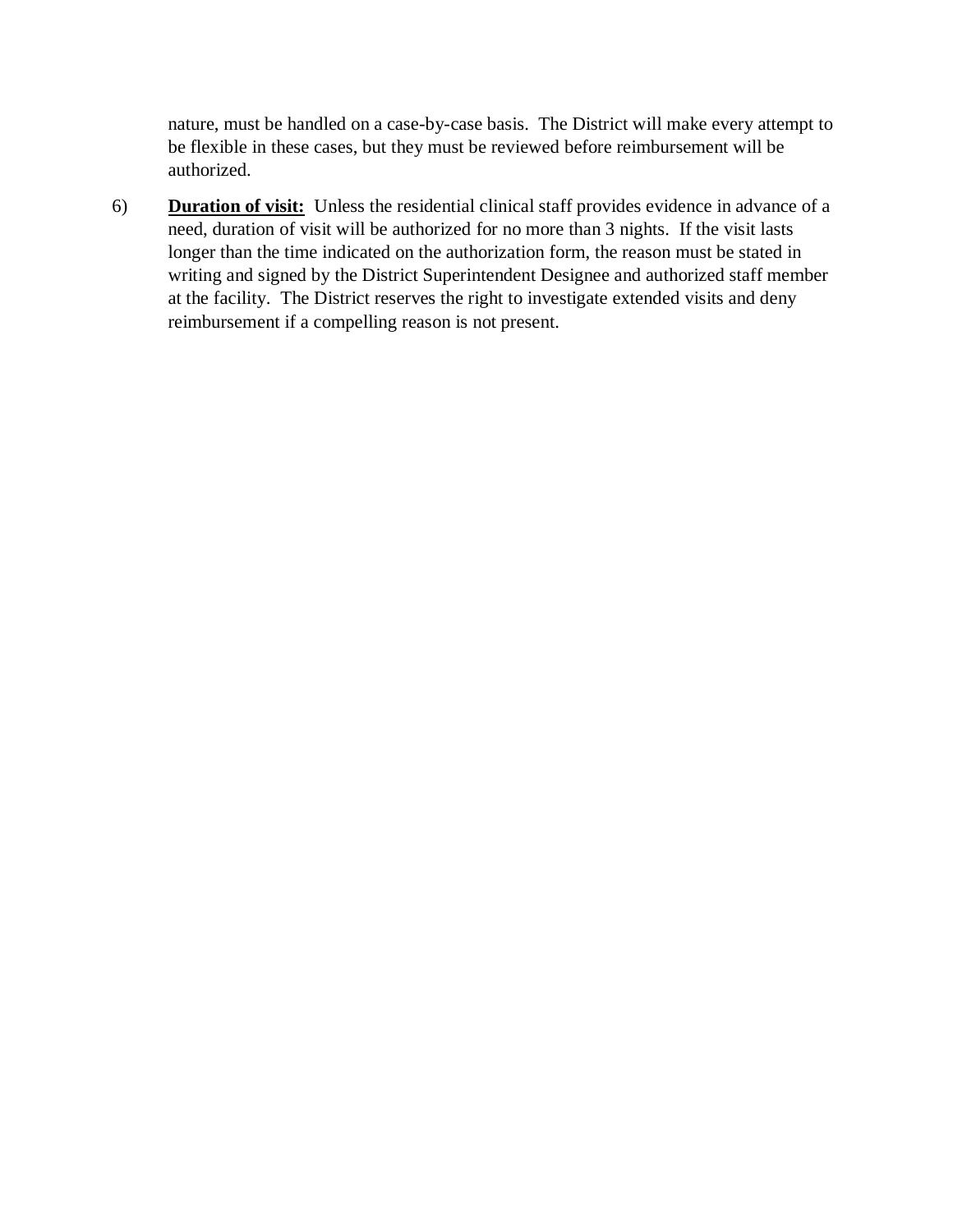nature, must be handled on a case-by-case basis. The District will make every attempt to be flexible in these cases, but they must be reviewed before reimbursement will be authorized.

6) **Duration of visit:** Unless the residential clinical staff provides evidence in advance of a need, duration of visit will be authorized for no more than 3 nights. If the visit lasts longer than the time indicated on the authorization form, the reason must be stated in writing and signed by the District Superintendent Designee and authorized staff member at the facility. The District reserves the right to investigate extended visits and deny reimbursement if a compelling reason is not present.